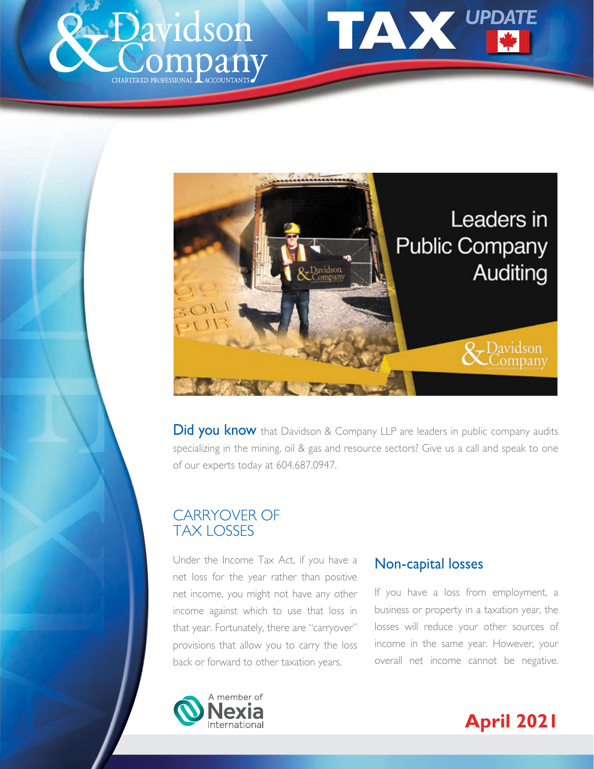# Davidson & Company

CHARTERED PROFESSIONAL ACCOUNTANTS

# TAX UPDATE

Leaders in Public Company Auditing

**Did you know** that Davidson & Company LLP are leaders in public company audits specializing in the mining, oil & gas and resource sectors? Give us a call and speak to one of our experts today at 604.687.0947.

## CARRYOVER OF TAX LOSSES

Under the Income Tax Act, if you have a net loss for the year rather than positive net income, you might not have any other income against which to use that loss in that year. Fortunately, there are "carryover" provisions that allow you to carry the loss back or forward to other taxation years.

### Non-capital losses

If you have a loss from employment, a business or property in a taxation year, the losses will reduce your other sources of income in the same year. However, your overall net income cannot be negative.

A member of Nexia International

**April 2021**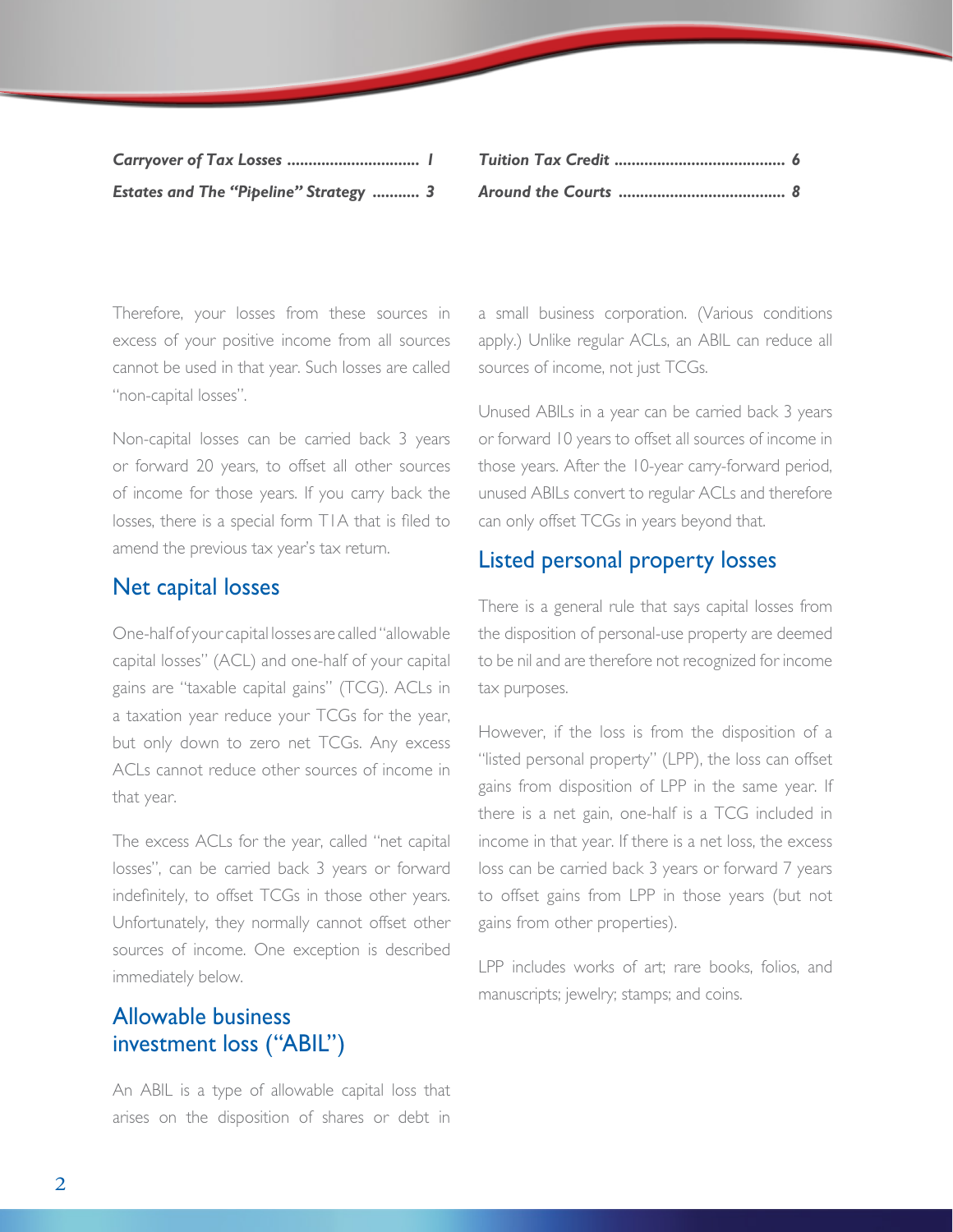| | |
|---|---|
| *Carryover of Tax Losses* ............................... *1* | *Tuition Tax Credit* ....................................... *6* |
| *Estates and The "Pipeline" Strategy* ........... *3* | *Around the Courts* ...................................... *8* |

Therefore, your losses from these sources in excess of your positive income from all sources cannot be used in that year. Such losses are called "non-capital losses".

Non-capital losses can be carried back 3 years or forward 20 years, to offset all other sources of income for those years. If you carry back the losses, there is a special form T1A that is filed to amend the previous tax year's tax return.

## Net capital losses

One-half of your capital losses are called "allowable capital losses" (ACL) and one-half of your capital gains are "taxable capital gains" (TCG). ACLs in a taxation year reduce your TCGs for the year, but only down to zero net TCGs. Any excess ACLs cannot reduce other sources of income in that year.

The excess ACLs for the year, called "net capital losses", can be carried back 3 years or forward indefinitely, to offset TCGs in those other years. Unfortunately, they normally cannot offset other sources of income. One exception is described immediately below.

## Allowable business investment loss ("ABIL")

An ABIL is a type of allowable capital loss that arises on the disposition of shares or debt in a small business corporation. (Various conditions apply.) Unlike regular ACLs, an ABIL can reduce all sources of income, not just TCGs.

Unused ABILs in a year can be carried back 3 years or forward 10 years to offset all sources of income in those years. After the 10-year carry-forward period, unused ABILs convert to regular ACLs and therefore can only offset TCGs in years beyond that.

## Listed personal property losses

There is a general rule that says capital losses from the disposition of personal-use property are deemed to be nil and are therefore not recognized for income tax purposes.

However, if the loss is from the disposition of a "listed personal property" (LPP), the loss can offset gains from disposition of LPP in the same year. If there is a net gain, one-half is a TCG included in income in that year. If there is a net loss, the excess loss can be carried back 3 years or forward 7 years to offset gains from LPP in those years (but not gains from other properties).

LPP includes works of art; rare books, folios, and manuscripts; jewelry; stamps; and coins.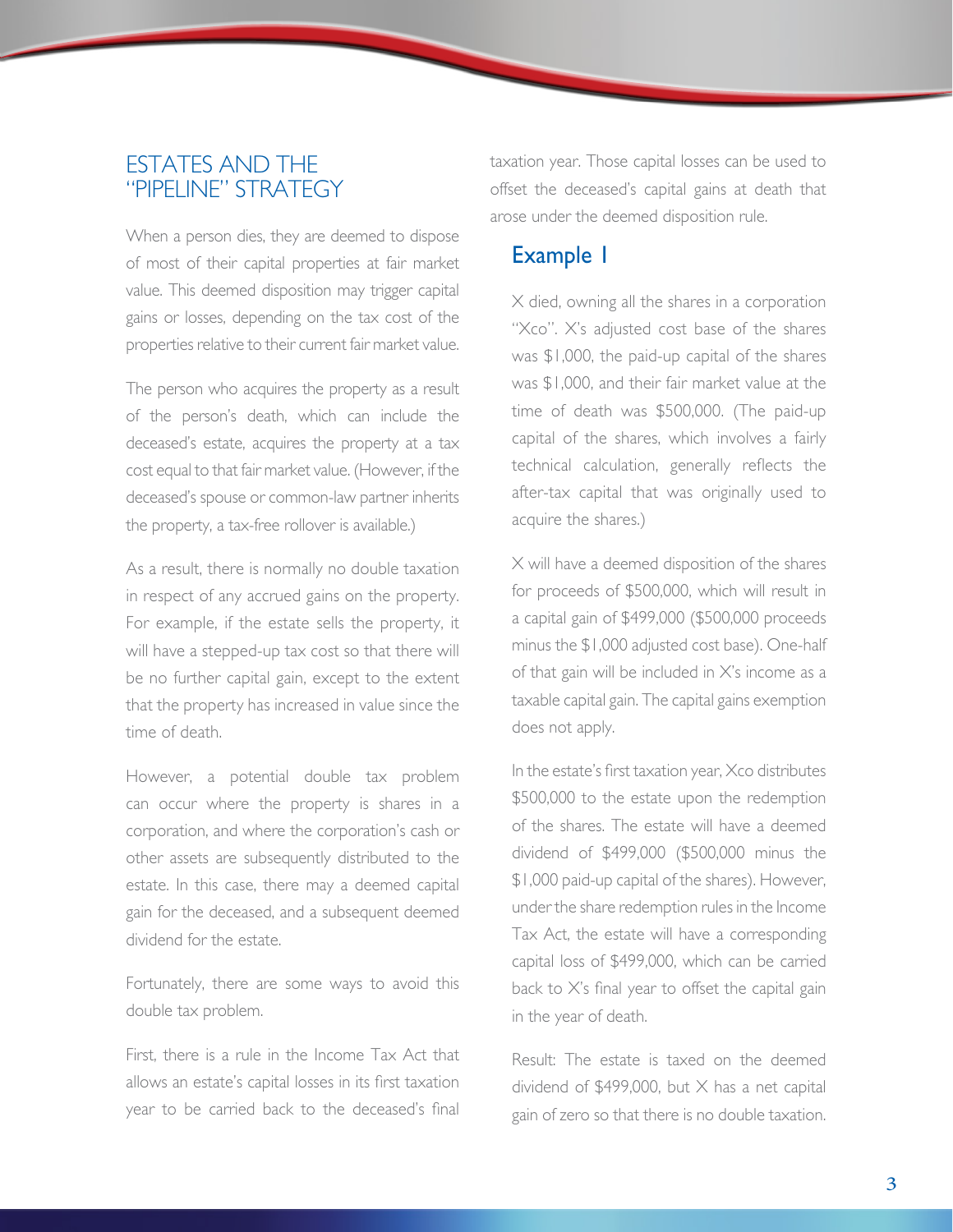## ESTATES AND THE "PIPELINE" STRATEGY

When a person dies, they are deemed to dispose of most of their capital properties at fair market value. This deemed disposition may trigger capital gains or losses, depending on the tax cost of the properties relative to their current fair market value.

The person who acquires the property as a result of the person's death, which can include the deceased's estate, acquires the property at a tax cost equal to that fair market value. (However, if the deceased's spouse or common-law partner inherits the property, a tax-free rollover is available.)

As a result, there is normally no double taxation in respect of any accrued gains on the property. For example, if the estate sells the property, it will have a stepped-up tax cost so that there will be no further capital gain, except to the extent that the property has increased in value since the time of death.

However, a potential double tax problem can occur where the property is shares in a corporation, and where the corporation's cash or other assets are subsequently distributed to the estate. In this case, there may a deemed capital gain for the deceased, and a subsequent deemed dividend for the estate.

Fortunately, there are some ways to avoid this double tax problem.

First, there is a rule in the Income Tax Act that allows an estate's capital losses in its first taxation year to be carried back to the deceased's final taxation year. Those capital losses can be used to offset the deceased's capital gains at death that arose under the deemed disposition rule.

### Example 1

X died, owning all the shares in a corporation "Xco". X's adjusted cost base of the shares was $1,000, the paid-up capital of the shares was $1,000, and their fair market value at the time of death was $500,000. (The paid-up capital of the shares, which involves a fairly technical calculation, generally reflects the after-tax capital that was originally used to acquire the shares.)

X will have a deemed disposition of the shares for proceeds of $500,000, which will result in a capital gain of $499,000 ($500,000 proceeds minus the $1,000 adjusted cost base). One-half of that gain will be included in X's income as a taxable capital gain. The capital gains exemption does not apply.

In the estate's first taxation year, Xco distributes $500,000 to the estate upon the redemption of the shares. The estate will have a deemed dividend of $499,000 ($500,000 minus the $1,000 paid-up capital of the shares). However, under the share redemption rules in the Income Tax Act, the estate will have a corresponding capital loss of $499,000, which can be carried back to X's final year to offset the capital gain in the year of death.

Result: The estate is taxed on the deemed dividend of $499,000, but X has a net capital gain of zero so that there is no double taxation.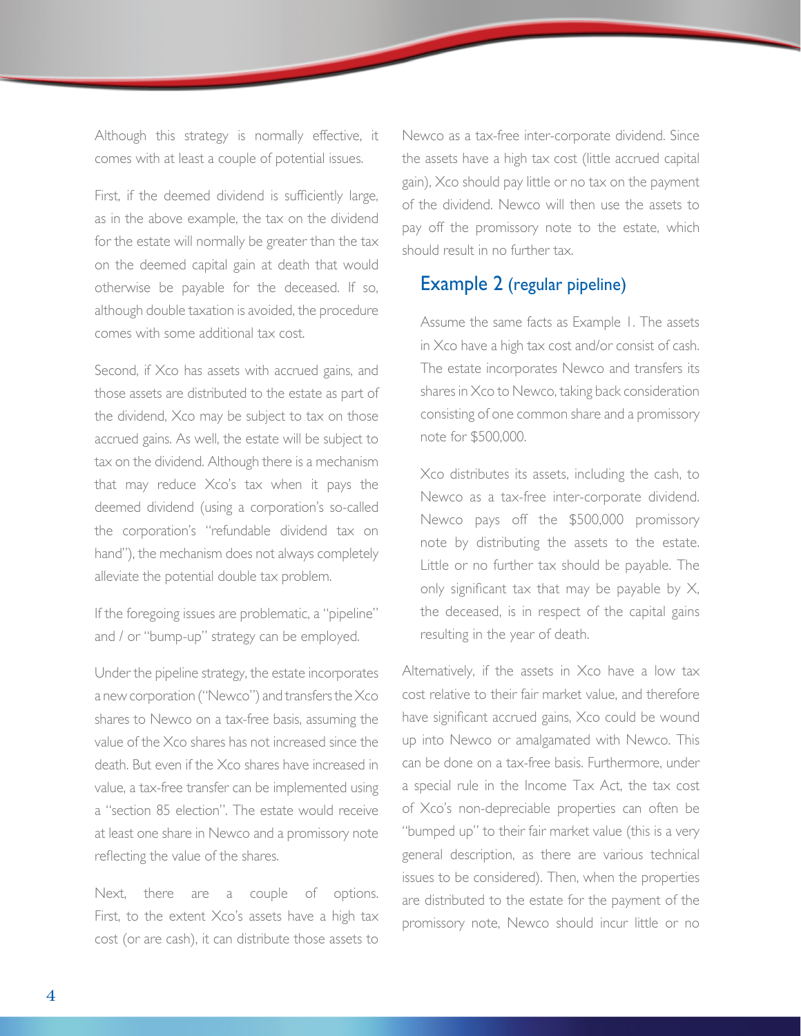Although this strategy is normally effective, it comes with at least a couple of potential issues.

First, if the deemed dividend is sufficiently large, as in the above example, the tax on the dividend for the estate will normally be greater than the tax on the deemed capital gain at death that would otherwise be payable for the deceased. If so, although double taxation is avoided, the procedure comes with some additional tax cost.

Second, if Xco has assets with accrued gains, and those assets are distributed to the estate as part of the dividend, Xco may be subject to tax on those accrued gains. As well, the estate will be subject to tax on the dividend. Although there is a mechanism that may reduce Xco's tax when it pays the deemed dividend (using a corporation's so-called the corporation's "refundable dividend tax on hand"), the mechanism does not always completely alleviate the potential double tax problem.

If the foregoing issues are problematic, a "pipeline" and / or "bump-up" strategy can be employed.

Under the pipeline strategy, the estate incorporates a new corporation ("Newco") and transfers the Xco shares to Newco on a tax-free basis, assuming the value of the Xco shares has not increased since the death. But even if the Xco shares have increased in value, a tax-free transfer can be implemented using a "section 85 election". The estate would receive at least one share in Newco and a promissory note reflecting the value of the shares.

Next, there are a couple of options. First, to the extent Xco's assets have a high tax cost (or are cash), it can distribute those assets to Newco as a tax-free inter-corporate dividend. Since the assets have a high tax cost (little accrued capital gain), Xco should pay little or no tax on the payment of the dividend. Newco will then use the assets to pay off the promissory note to the estate, which should result in no further tax.

## Example 2 (regular pipeline)

Assume the same facts as Example 1. The assets in Xco have a high tax cost and/or consist of cash. The estate incorporates Newco and transfers its shares in Xco to Newco, taking back consideration consisting of one common share and a promissory note for $500,000.

Xco distributes its assets, including the cash, to Newco as a tax-free inter-corporate dividend. Newco pays off the $500,000 promissory note by distributing the assets to the estate. Little or no further tax should be payable. The only significant tax that may be payable by X, the deceased, is in respect of the capital gains resulting in the year of death.

Alternatively, if the assets in Xco have a low tax cost relative to their fair market value, and therefore have significant accrued gains, Xco could be wound up into Newco or amalgamated with Newco. This can be done on a tax-free basis. Furthermore, under a special rule in the Income Tax Act, the tax cost of Xco's non-depreciable properties can often be "bumped up" to their fair market value (this is a very general description, as there are various technical issues to be considered). Then, when the properties are distributed to the estate for the payment of the promissory note, Newco should incur little or no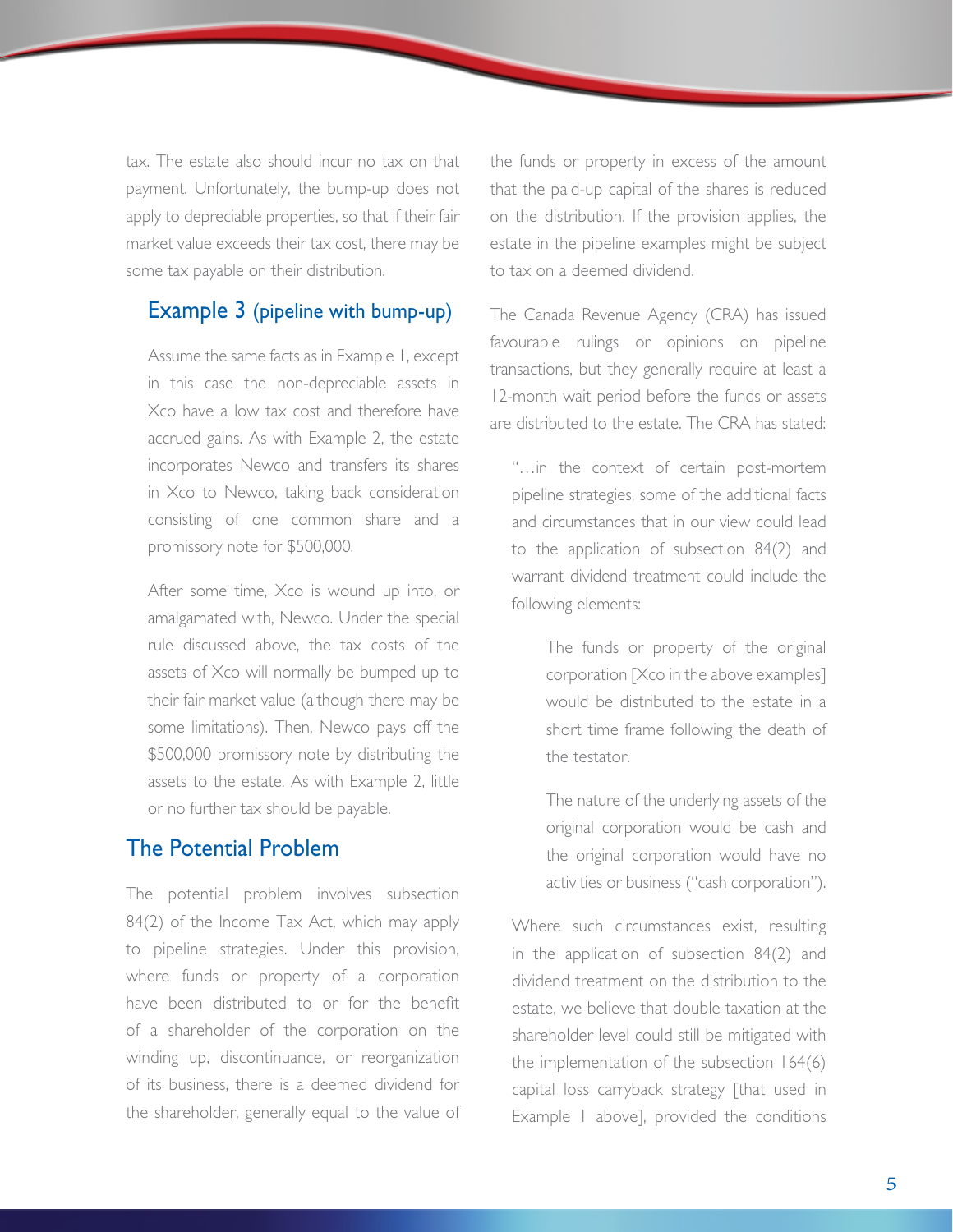tax. The estate also should incur no tax on that payment. Unfortunately, the bump-up does not apply to depreciable properties, so that if their fair market value exceeds their tax cost, there may be some tax payable on their distribution.

### Example 3 (pipeline with bump-up)

Assume the same facts as in Example 1, except in this case the non-depreciable assets in Xco have a low tax cost and therefore have accrued gains. As with Example 2, the estate incorporates Newco and transfers its shares in Xco to Newco, taking back consideration consisting of one common share and a promissory note for $500,000.

After some time, Xco is wound up into, or amalgamated with, Newco. Under the special rule discussed above, the tax costs of the assets of Xco will normally be bumped up to their fair market value (although there may be some limitations). Then, Newco pays off the $500,000 promissory note by distributing the assets to the estate. As with Example 2, little or no further tax should be payable.

## The Potential Problem

The potential problem involves subsection 84(2) of the Income Tax Act, which may apply to pipeline strategies. Under this provision, where funds or property of a corporation have been distributed to or for the benefit of a shareholder of the corporation on the winding up, discontinuance, or reorganization of its business, there is a deemed dividend for the shareholder, generally equal to the value of the funds or property in excess of the amount that the paid-up capital of the shares is reduced on the distribution. If the provision applies, the estate in the pipeline examples might be subject to tax on a deemed dividend.

The Canada Revenue Agency (CRA) has issued favourable rulings or opinions on pipeline transactions, but they generally require at least a 12-month wait period before the funds or assets are distributed to the estate. The CRA has stated:

> "…in the context of certain post-mortem pipeline strategies, some of the additional facts and circumstances that in our view could lead to the application of subsection 84(2) and warrant dividend treatment could include the following elements:
>
> > The funds or property of the original corporation [Xco in the above examples] would be distributed to the estate in a short time frame following the death of the testator.
> >
> > The nature of the underlying assets of the original corporation would be cash and the original corporation would have no activities or business ("cash corporation").
>
> Where such circumstances exist, resulting in the application of subsection 84(2) and dividend treatment on the distribution to the estate, we believe that double taxation at the shareholder level could still be mitigated with the implementation of the subsection 164(6) capital loss carryback strategy [that used in Example 1 above], provided the conditions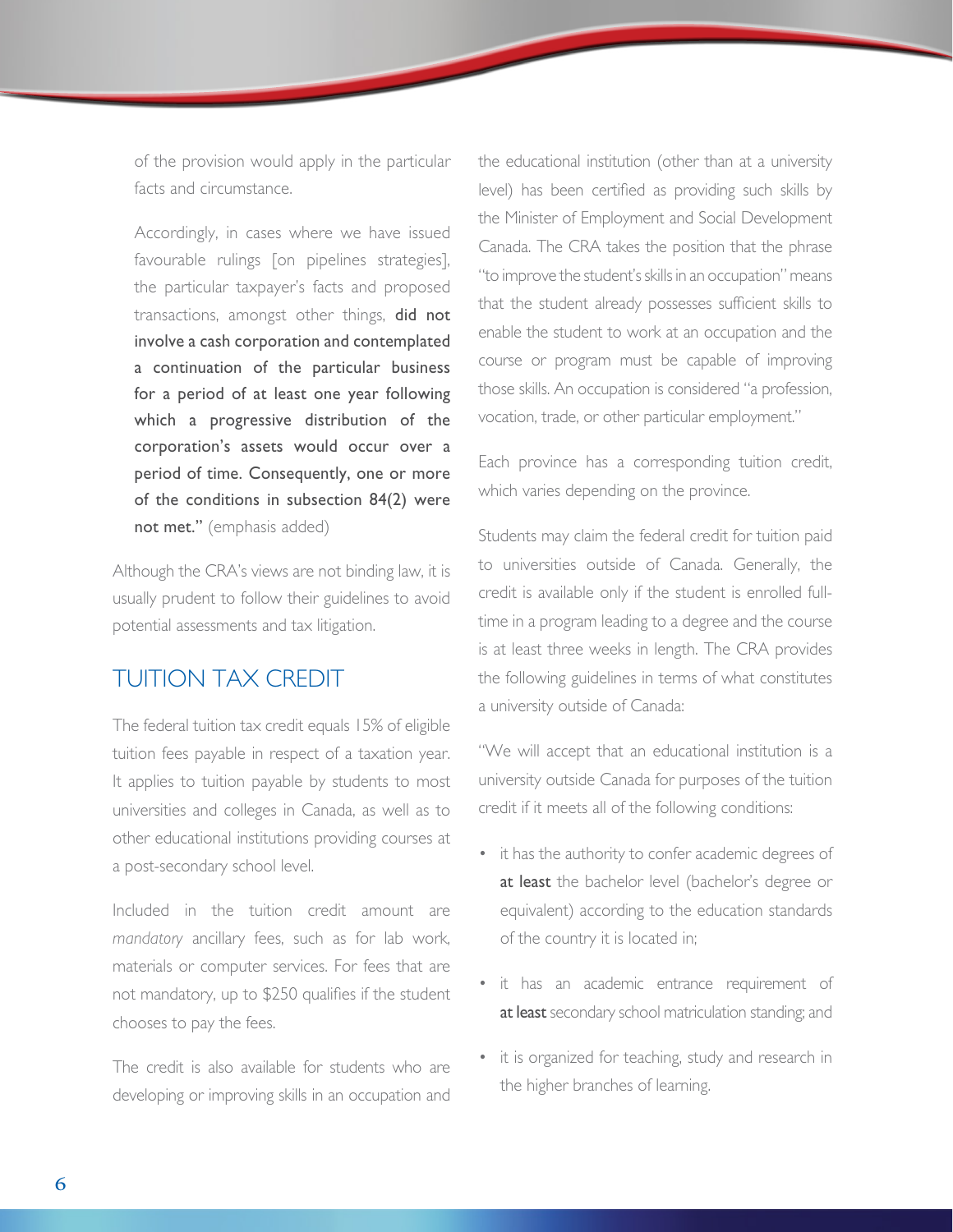of the provision would apply in the particular facts and circumstance.

Accordingly, in cases where we have issued favourable rulings [on pipelines strategies], the particular taxpayer's facts and proposed transactions, amongst other things, **did not involve a cash corporation and contemplated a continuation of the particular business for a period of at least one year following which a progressive distribution of the corporation's assets would occur over a period of time. Consequently, one or more of the conditions in subsection 84(2) were not met."** (emphasis added)

Although the CRA's views are not binding law, it is usually prudent to follow their guidelines to avoid potential assessments and tax litigation.

## TUITION TAX CREDIT

The federal tuition tax credit equals 15% of eligible tuition fees payable in respect of a taxation year. It applies to tuition payable by students to most universities and colleges in Canada, as well as to other educational institutions providing courses at a post-secondary school level.

Included in the tuition credit amount are *mandatory* ancillary fees, such as for lab work, materials or computer services. For fees that are not mandatory, up to $250 qualifies if the student chooses to pay the fees.

The credit is also available for students who are developing or improving skills in an occupation and the educational institution (other than at a university level) has been certified as providing such skills by the Minister of Employment and Social Development Canada. The CRA takes the position that the phrase "to improve the student's skills in an occupation" means that the student already possesses sufficient skills to enable the student to work at an occupation and the course or program must be capable of improving those skills. An occupation is considered "a profession, vocation, trade, or other particular employment."

Each province has a corresponding tuition credit, which varies depending on the province.

Students may claim the federal credit for tuition paid to universities outside of Canada. Generally, the credit is available only if the student is enrolled full-time in a program leading to a degree and the course is at least three weeks in length. The CRA provides the following guidelines in terms of what constitutes a university outside of Canada:

"We will accept that an educational institution is a university outside Canada for purposes of the tuition credit if it meets all of the following conditions:

- it has the authority to confer academic degrees of **at least** the bachelor level (bachelor's degree or equivalent) according to the education standards of the country it is located in;
- it has an academic entrance requirement of **at least** secondary school matriculation standing; and
- it is organized for teaching, study and research in the higher branches of learning.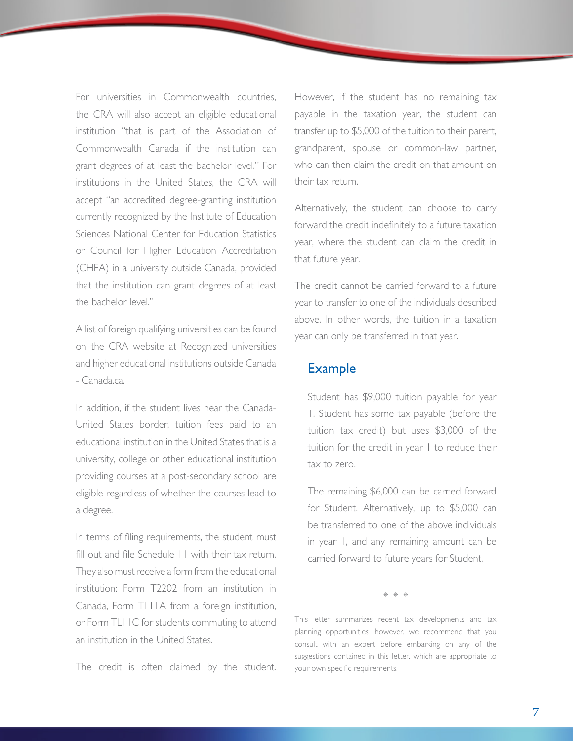For universities in Commonwealth countries, the CRA will also accept an eligible educational institution "that is part of the Association of Commonwealth Canada if the institution can grant degrees of at least the bachelor level." For institutions in the United States, the CRA will accept "an accredited degree-granting institution currently recognized by the Institute of Education Sciences National Center for Education Statistics or Council for Higher Education Accreditation (CHEA) in a university outside Canada, provided that the institution can grant degrees of at least the bachelor level."

A list of foreign qualifying universities can be found on the CRA website at Recognized universities and higher educational institutions outside Canada - Canada.ca.

In addition, if the student lives near the Canada-United States border, tuition fees paid to an educational institution in the United States that is a university, college or other educational institution providing courses at a post-secondary school are eligible regardless of whether the courses lead to a degree.

In terms of filing requirements, the student must fill out and file Schedule 11 with their tax return. They also must receive a form from the educational institution: Form T2202 from an institution in Canada, Form TL11A from a foreign institution, or Form TL11C for students commuting to attend an institution in the United States.

The credit is often claimed by the student. However, if the student has no remaining tax payable in the taxation year, the student can transfer up to $5,000 of the tuition to their parent, grandparent, spouse or common-law partner, who can then claim the credit on that amount on their tax return.

Alternatively, the student can choose to carry forward the credit indefinitely to a future taxation year, where the student can claim the credit in that future year.

The credit cannot be carried forward to a future year to transfer to one of the individuals described above. In other words, the tuition in a taxation year can only be transferred in that year.

## Example

Student has $9,000 tuition payable for year 1. Student has some tax payable (before the tuition tax credit) but uses $3,000 of the tuition for the credit in year 1 to reduce their tax to zero.

The remaining $6,000 can be carried forward for Student. Alternatively, up to $5,000 can be transferred to one of the above individuals in year 1, and any remaining amount can be carried forward to future years for Student.

\* \* \*

This letter summarizes recent tax developments and tax planning opportunities; however, we recommend that you consult with an expert before embarking on any of the suggestions contained in this letter, which are appropriate to your own specific requirements.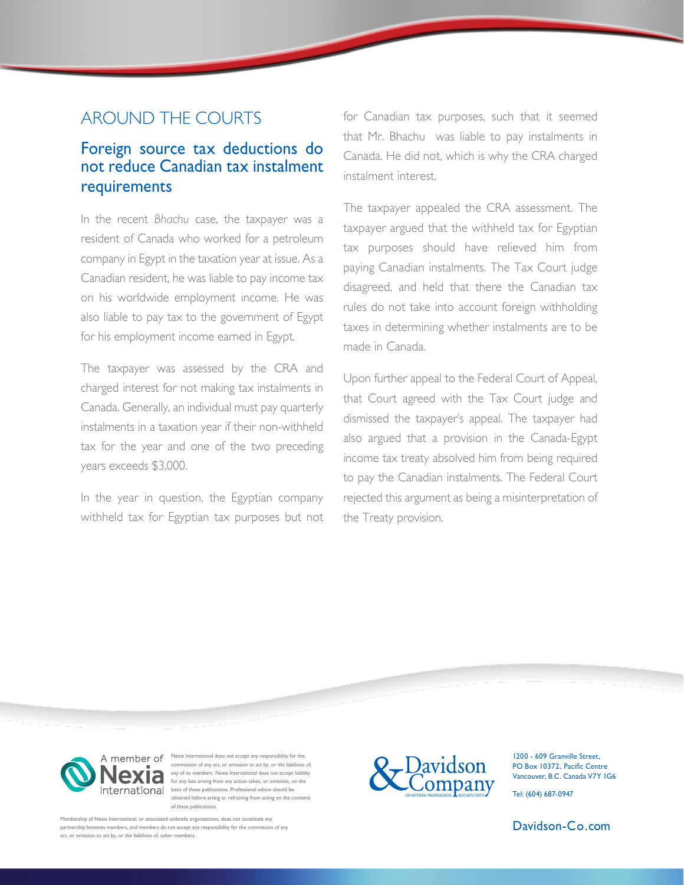## AROUND THE COURTS

### Foreign source tax deductions do not reduce Canadian tax instalment requirements

In the recent *Bhachu* case, the taxpayer was a resident of Canada who worked for a petroleum company in Egypt in the taxation year at issue. As a Canadian resident, he was liable to pay income tax on his worldwide employment income. He was also liable to pay tax to the government of Egypt for his employment income earned in Egypt.

The taxpayer was assessed by the CRA and charged interest for not making tax instalments in Canada. Generally, an individual must pay quarterly instalments in a taxation year if their non-withheld tax for the year and one of the two preceding years exceeds $3,000.

In the year in question, the Egyptian company withheld tax for Egyptian tax purposes but not for Canadian tax purposes, such that it seemed that Mr. Bhachu was liable to pay instalments in Canada. He did not, which is why the CRA charged instalment interest.

The taxpayer appealed the CRA assessment. The taxpayer argued that the withheld tax for Egyptian tax purposes should have relieved him from paying Canadian instalments. The Tax Court judge disagreed, and held that there the Canadian tax rules do not take into account foreign withholding taxes in determining whether instalments are to be made in Canada.

Upon further appeal to the Federal Court of Appeal, that Court agreed with the Tax Court judge and dismissed the taxpayer's appeal. The taxpayer had also argued that a provision in the Canada-Egypt income tax treaty absolved him from being required to pay the Canadian instalments. The Federal Court rejected this argument as being a misinterpretation of the Treaty provision.

A member of Nexia International

Nexia International does not accept any responsibility for the commission of any act, or omission to act by, or the liabilities of, any of its members. Nexia International does not accept liability for any loss arising from any action taken, or omission, on the basis of these publications. Professional advice should be obtained before acting or refraining from acting on the contents of these publications.

Membership of Nexia International, or associated umbrella organizations, does not constitute any partnership between members, and members do not accept any responsibility for the commission of any act, or omission to act by, or the liabilities of, other members.

Davidson & Company
CHARTERED PROFESSIONAL ACCOUNTANTS

1200 - 609 Granville Street,
PO Box 10372, Pacific Centre
Vancouver, B.C. Canada V7Y 1G6

Tel: (604) 687-0947

Davidson-Co.com